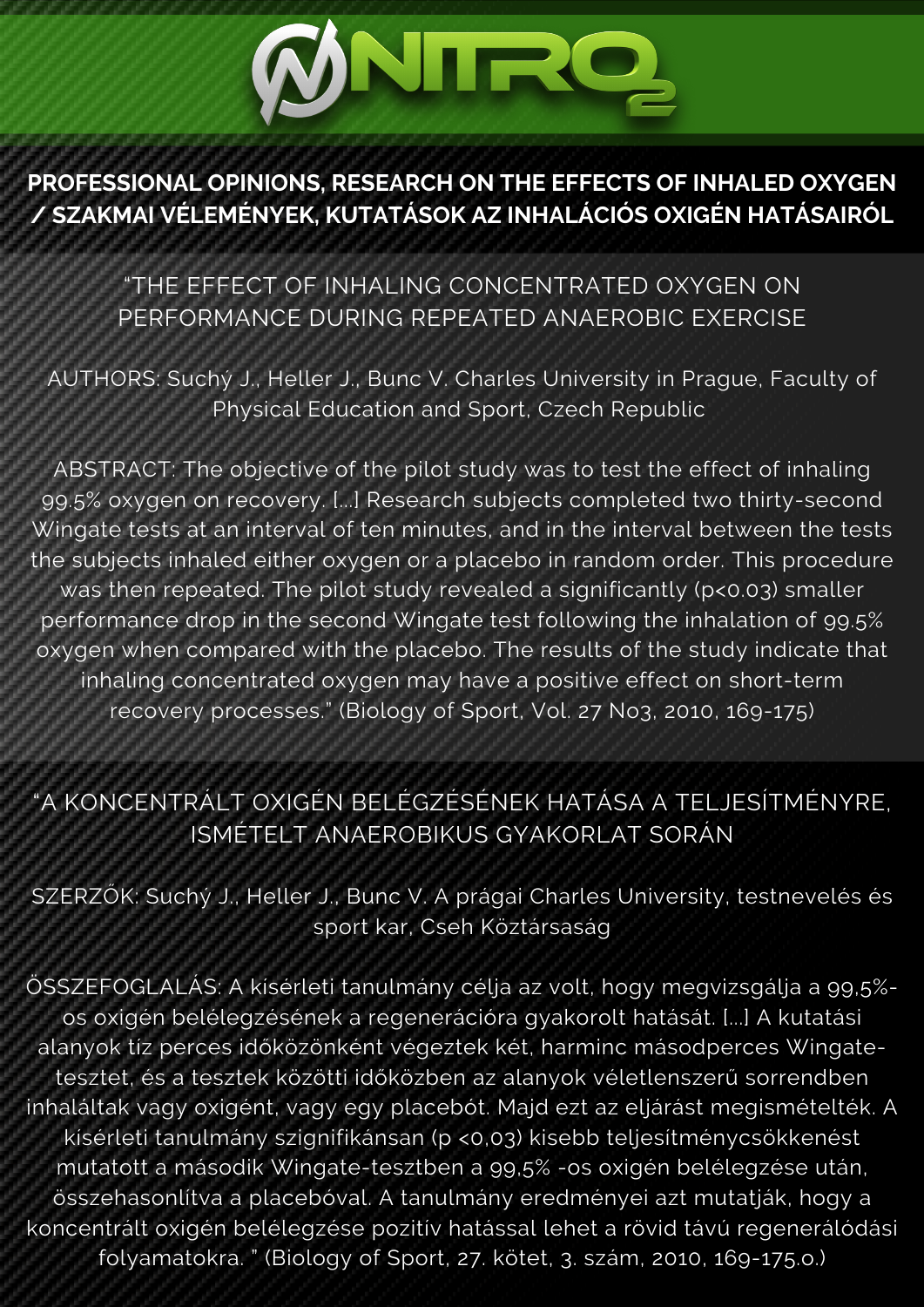# NITRO2

## PROFESSIONAL OPINIONS, RESEARCH ON THE EFFECTS OF INHALED OXYGEN / SZAKMAI VÉLEMÉNYEK, KUTATÁSOK AZ INHALÁCIÓS OXIGÉN HATÁSAIRÓL

"THE EFFECT OF INHALING CONCENTRATED OXYGEN ON PERFORMANCE DURING REPEATED ANAEROBIC EXERCISE

AUTHORS: Suchý J., Heller J., Bunc V. Charles University in Prague, Faculty of Physical Education and Sport, Czech Republic

ABSTRACT: The objective of the pilot study was to test the effect of inhaling 99.5% oxygen on recovery. [...] Research subjects completed two thirty-second Wingate tests at an interval of ten minutes, and in the interval between the tests the subjects inhaled either oxygen or a placebo in random order. This procedure was then repeated. The pilot study revealed a significantly ($p<0.03$) smaller performance drop in the second Wingate test following the inhalation of 99.5% oxygen when compared with the placebo. The results of the study indicate that inhaling concentrated oxygen may have a positive effect on short-term recovery processes." (Biology of Sport, Vol. 27 No3, 2010, 169-175)

"A KONCENTRÁLT OXIGÉN BELÉGZÉSÉNEK HATÁSA A TELJESÍTMÉNYRE, ISMÉTELT ANAEROBIKUS GYAKORLAT SORÁN

SZERZŐK: Suchý J., Heller J., Bunc V. A prágai Charles University, testnevelés és sport kar, Cseh Köztársaság

ÖSSZEFOGLALÁS: A kísérleti tanulmány célja az volt, hogy megvizsgálja a 99,5%-os oxigén belélegzésének a regenerációra gyakorolt hatását. [...] A kutatási alanyok tíz perces időközönként végeztek két, harminc másodperces Wingate-tesztet, és a tesztek közötti időközben az alanyok véletlenszerű sorrendben inhalálták vagy oxigént, vagy egy placebót. Majd ezt az eljárást megismételték. A kísérleti tanulmány szignifikánsan ($p <0,03$) kisebb teljesítménycsökkenést mutatott a második Wingate-tesztben a 99,5% -os oxigén belélegzése után, összehasonlítva a placebóval. A tanulmány eredményei azt mutatják, hogy a koncentrált oxigén belélegzése pozitív hatással lehet a rövid távú regenerálódási folyamatokra. " (Biology of Sport, 27. kötet, 3. szám, 2010, 169-175.o.)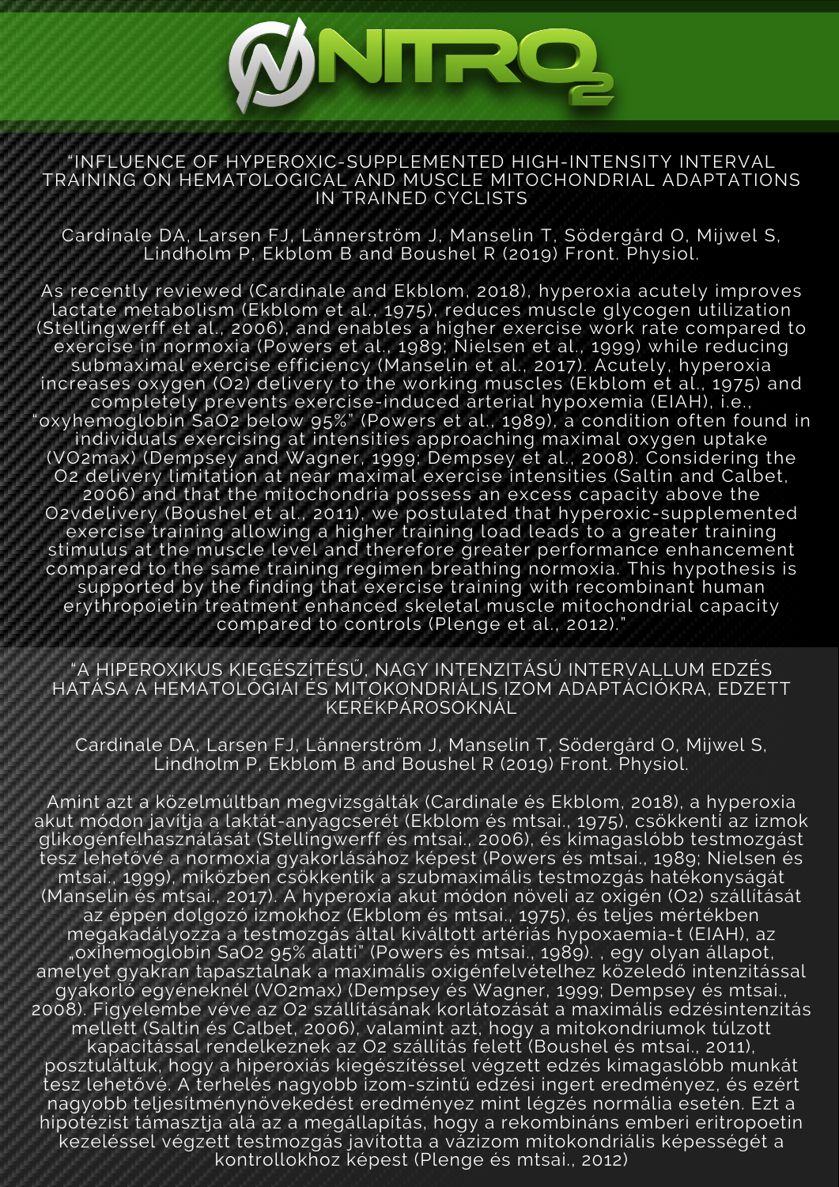# NITRO2

"INFLUENCE OF HYPEROXIC-SUPPLEMENTED HIGH-INTENSITY INTERVAL TRAINING ON HEMATOLOGICAL AND MUSCLE MITOCHONDRIAL ADAPTATIONS IN TRAINED CYCLISTS

Cardinale DA, Larsen FJ, Lännerström J, Manselin T, Södergård O, Mijwel S, Lindholm P, Ekblom B and Boushel R (2019) Front. Physiol.

As recently reviewed (Cardinale and Ekblom, 2018), hyperoxia acutely improves lactate metabolism (Ekblom et al., 1975), reduces muscle glycogen utilization (Stellingwerff et al., 2006), and enables a higher exercise work rate compared to exercise in normoxia (Powers et al., 1989; Nielsen et al., 1999) while reducing submaximal exercise efficiency (Manselin et al., 2017). Acutely, hyperoxia increases oxygen ($O_2$) delivery to the working muscles (Ekblom et al., 1975) and completely prevents exercise-induced arterial hypoxemia (EIAH), i.e., "oxyhemoglobin $SaO_2$ below 95%" (Powers et al., 1989), a condition often found in individuals exercising at intensities approaching maximal oxygen uptake ($VO_2max$) (Dempsey and Wagner, 1999; Dempsey et al., 2008). Considering the $O_2$ delivery limitation at near maximal exercise intensities (Saltin and Calbet, 2006) and that the mitochondria possess an excess capacity above the $O_2$vdelivery (Boushel et al., 2011), we postulated that hyperoxic-supplemented exercise training allowing a higher training load leads to a greater training stimulus at the muscle level and therefore greater performance enhancement compared to the same training regimen breathing normoxia. This hypothesis is supported by the finding that exercise training with recombinant human erythropoietin treatment enhanced skeletal muscle mitochondrial capacity compared to controls (Plenge et al., 2012)."

"A HIPEROXIKUS KIEGÉSZÍTÉSŰ, NAGY INTENZITÁSÚ INTERVALLUM EDZÉS HATÁSA A HEMATOLÓGIAI ÉS MITOKONDRIÁLIS IZOM ADAPTÁCIÓKRA, EDZETT KERÉKPÁROSOKNÁL

Cardinale DA, Larsen FJ, Lännerström J, Manselin T, Södergård O, Mijwel S, Lindholm P, Ekblom B and Boushel R (2019) Front. Physiol.

Amint azt a közelmúltban megvizsgálták (Cardinale és Ekblom, 2018), a hyperoxia akut módon javítja a laktát-anyagcserét (Ekblom és mtsai., 1975), csökkenti az izmok glikogénfelhasználását (Stellingwerff és mtsai., 2006), és kimagaslóbb testmozgást tesz lehetővé a normoxia gyakorlásához képest (Powers és mtsai., 1989; Nielsen és mtsai., 1999), miközben csökkentik a szubmaximális testmozgás hatékonyságát (Manselin és mtsai., 2017). A hyperoxia akut módon növeli az oxigén ($O_2$) szállítását az éppen dolgozó izmokhoz (Ekblom és mtsai., 1975), és teljes mértékben megakadályozza a testmozgás által kiváltott artériás hypoxaemia-t (EIAH), az „oxihemoglobin $SaO_2$ 95% alatti" (Powers és mtsai., 1989). , egy olyan állapot, amelyet gyakran tapasztalnak a maximális oxigénfelvételhez közeledő intenzitással gyakorló egyéneknél ($VO_2max$) (Dempsey és Wagner, 1999; Dempsey és mtsai., 2008). Figyelembe véve az $O_2$ szállításának korlátozását a maximális edzésintenzitás mellett (Saltin és Calbet, 2006), valamint azt, hogy a mitokondriumok túlzott kapacitással rendelkeznek az $O_2$ szállítás felett (Boushel és mtsai., 2011), posztuláltuk, hogy a hiperoxiás kiegészítéssel végzett edzés kimagaslóbb munkát tesz lehetővé. A terhelés nagyobb izom-szintű edzési ingert eredményez, és ezért nagyobb teljesítménynövekedést eredményez mint légzés normália esetén. Ezt a hipotézist támasztja alá az a megállapítás, hogy a rekombináns emberi eritropoetin kezeléssel végzett testmozgás javította a vázizom mitokondriális képességét a kontrollokhoz képest (Plenge és mtsai., 2012)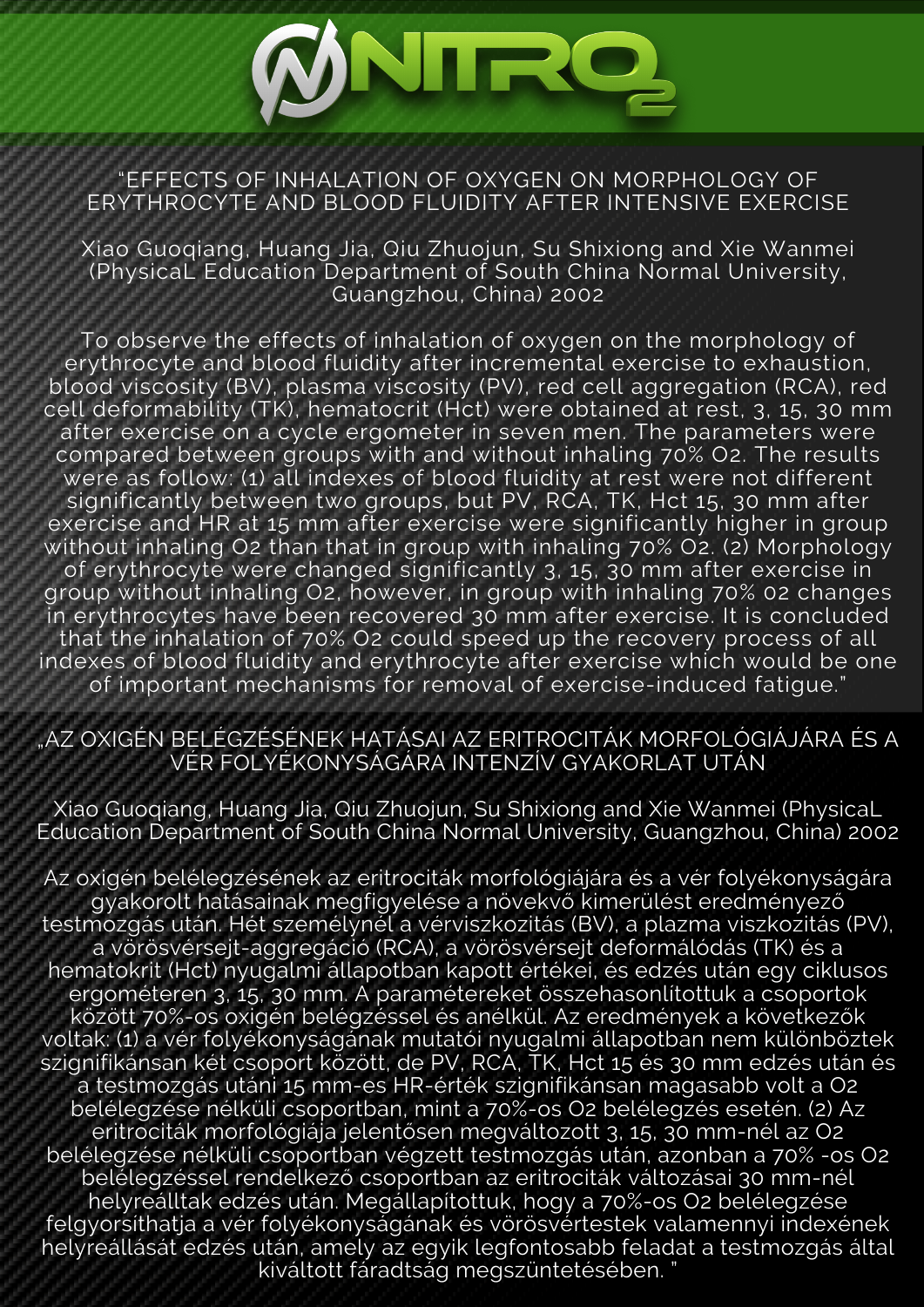# NITRO2

## "EFFECTS OF INHALATION OF OXYGEN ON MORPHOLOGY OF ERYTHROCYTE AND BLOOD FLUIDITY AFTER INTENSIVE EXERCISE

Xiao Guoqiang, Huang Jia, Qiu Zhuojun, Su Shixiong and Xie Wanmei (PhysicaL Education Department of South China Normal University, Guangzhou, China) 2002

To observe the effects of inhalation of oxygen on the morphology of erythrocyte and blood fluidity after incremental exercise to exhaustion, blood viscosity (BV), plasma viscosity (PV), red cell aggregation (RCA), red cell deformability (TK), hematocrit (Hct) were obtained at rest, 3, 15, 30 mm after exercise on a cycle ergometer in seven men. The parameters were compared between groups with and without inhaling 70% $O_2$. The results were as follow: (1) all indexes of blood fluidity at rest were not different significantly between two groups, but PV, RCA, TK, Hct 15, 30 mm after exercise and HR at 15 mm after exercise were significantly higher in group without inhaling $O_2$ than that in group with inhaling 70% $O_2$. (2) Morphology of erythrocyte were changed significantly 3, 15, 30 mm after exercise in group without inhaling $O_2$, however, in group with inhaling 70% 02 changes in erythrocytes have been recovered 30 mm after exercise. It is concluded that the inhalation of 70% $O_2$ could speed up the recovery process of all indexes of blood fluidity and erythrocyte after exercise which would be one of important mechanisms for removal of exercise-induced fatigue."

## „AZ OXIGÉN BELÉGZÉSÉNEK HATÁSAI AZ ERITROCITÁK MORFOLÓGIÁJÁRA ÉS A VÉR FOLYÉKONYSÁGÁRA INTENZÍV GYAKORLAT UTÁN

Xiao Guoqiang, Huang Jia, Qiu Zhuojun, Su Shixiong and Xie Wanmei (PhysicaL Education Department of South China Normal University, Guangzhou, China) 2002

Az oxigén belélegzésének az eritrociták morfológiájára és a vér folyékonyságára gyakorolt hatásainak megfigyelése a növekvő kimerülést eredményező testmozgás után. Hét személynél a vérviszkozitás (BV), a plazma viszkozitás (PV), a vörösvérsejt-aggregáció (RCA), a vörösvérsejt deformálódás (TK) és a hematokrit (Hct) nyugalmi állapotban kapott értékei, és edzés után egy ciklusos ergométeren 3, 15, 30 mm. A paramétereket összehasonlítottuk a csoportok között 70%-os oxigén belégzéssel és anélkül. Az eredmények a következők voltak: (1) a vér folyékonyságának mutatói nyugalmi állapotban nem különböztek szignifikánsan két csoport között, de PV, RCA, TK, Hct 15 és 30 mm edzés után és a testmozgás utáni 15 mm-es HR-érték szignifikánsan magasabb volt a $O_2$ belélegzése nélküli csoportban, mint a 70%-os $O_2$ belélegzés esetén. (2) Az eritrociták morfológiája jelentősen megváltozott 3, 15, 30 mm-nél az $O_2$ belélegzése nélküli csoportban végzett testmozgás után, azonban a 70% -os $O_2$ belélegzéssel rendelkező csoportban az eritrociták változásai 30 mm-nél helyreálltak edzés után. Megállapítottuk, hogy a 70%-os $O_2$ belélegzése felgyorsíthatja a vér folyékonyságának és vörösvértestek valamennyi indexének helyreállását edzés után, amely az egyik legfontosabb feladat a testmozgás által kiváltott fáradtság megszüntetésében. "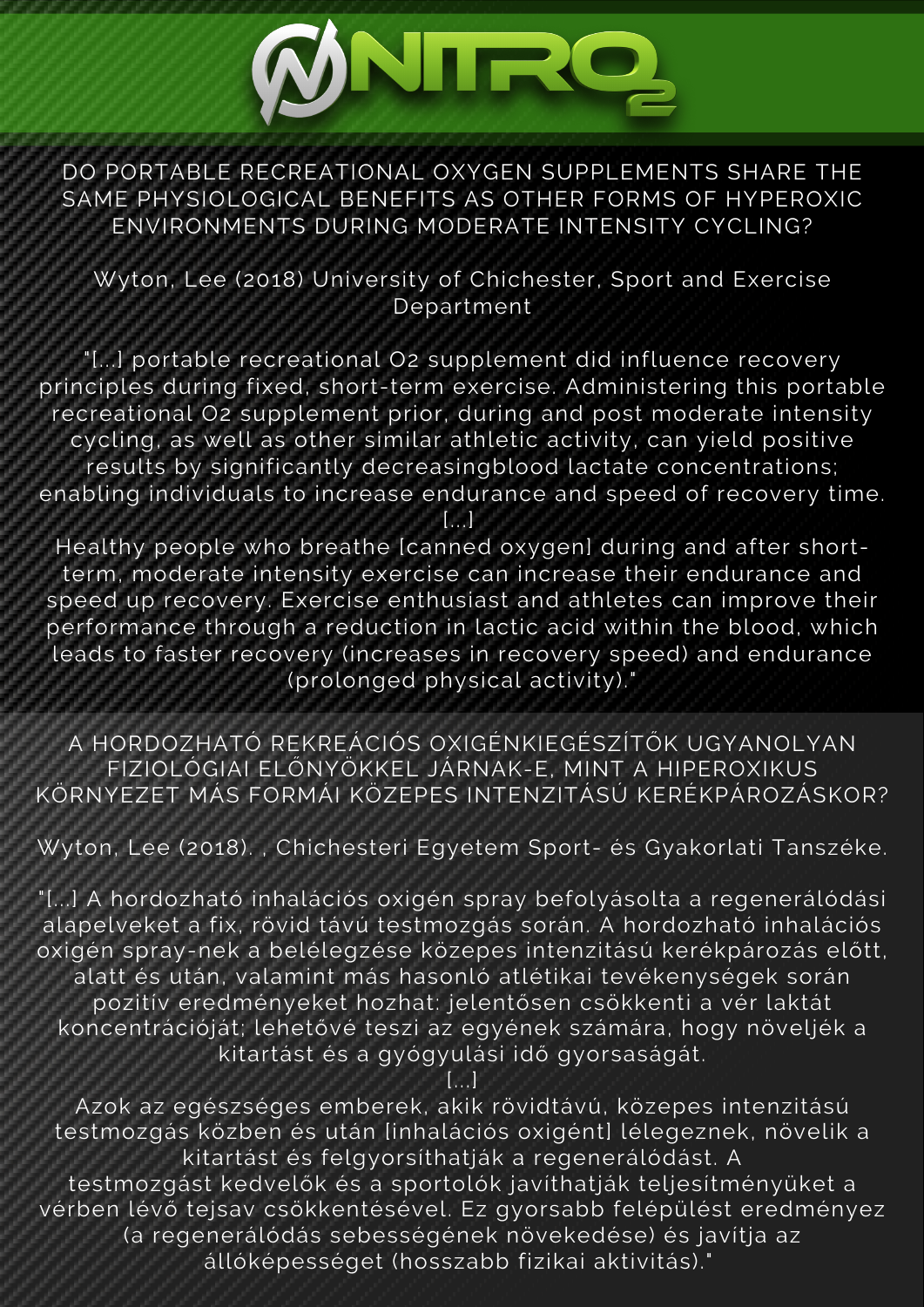# NITRO2

## DO PORTABLE RECREATIONAL OXYGEN SUPPLEMENTS SHARE THE SAME PHYSIOLOGICAL BENEFITS AS OTHER FORMS OF HYPEROXIC ENVIRONMENTS DURING MODERATE INTENSITY CYCLING?

Wyton, Lee (2018) University of Chichester, Sport and Exercise Department

"[...] portable recreational O2 supplement did influence recovery principles during fixed, short-term exercise. Administering this portable recreational O2 supplement prior, during and post moderate intensity cycling, as well as other similar athletic activity, can yield positive results by significantly decreasingblood lactate concentrations; enabling individuals to increase endurance and speed of recovery time. [...]

Healthy people who breathe [canned oxygen] during and after short-term, moderate intensity exercise can increase their endurance and speed up recovery. Exercise enthusiast and athletes can improve their performance through a reduction in lactic acid within the blood, which leads to faster recovery (increases in recovery speed) and endurance (prolonged physical activity)."

## A HORDOZHATÓ REKREÁCIÓS OXIGÉNKIEGÉSZÍTŐK UGYANOLYAN FIZIOLÓGIAI ELŐNYÖKKEL JÁRNAK-E, MINT A HIPEROXIKUS KÖRNYEZET MÁS FORMÁI KÖZEPES INTENZITÁSÚ KERÉKPÁROZÁSKOR?

Wyton, Lee (2018). , Chichesteri Egyetem Sport- és Gyakorlati Tanszéke.

"[...] A hordozható inhalációs oxigén spray befolyásolta a regenerálódási alapelveket a fix, rövid távú testmozgás során. A hordozható inhalációs oxigén spray-nek a belélegzése közepes intenzitású kerékpározás előtt, alatt és után, valamint más hasonló atlétikai tevékenységek során pozitív eredményeket hozhat: jelentősen csökkenti a vér laktát koncentrációját; lehetővé teszi az egyének számára, hogy növeljék a kitartást és a gyógyulási idő gyorsaságát.
[...]

Azok az egészséges emberek, akik rövidtávú, közepes intenzitású testmozgás közben és után [inhalációs oxigént] lélegeznek, növelik a kitartást és felgyorsíthatják a regenerálódást. A testmozgást kedvelők és a sportolók javíthatják teljesítményüket a vérben lévő tejsav csökkentésével. Ez gyorsabb felépülést eredményez (a regenerálódás sebességének növekedése) és javítja az állóképességet (hosszabb fizikai aktivitás)."